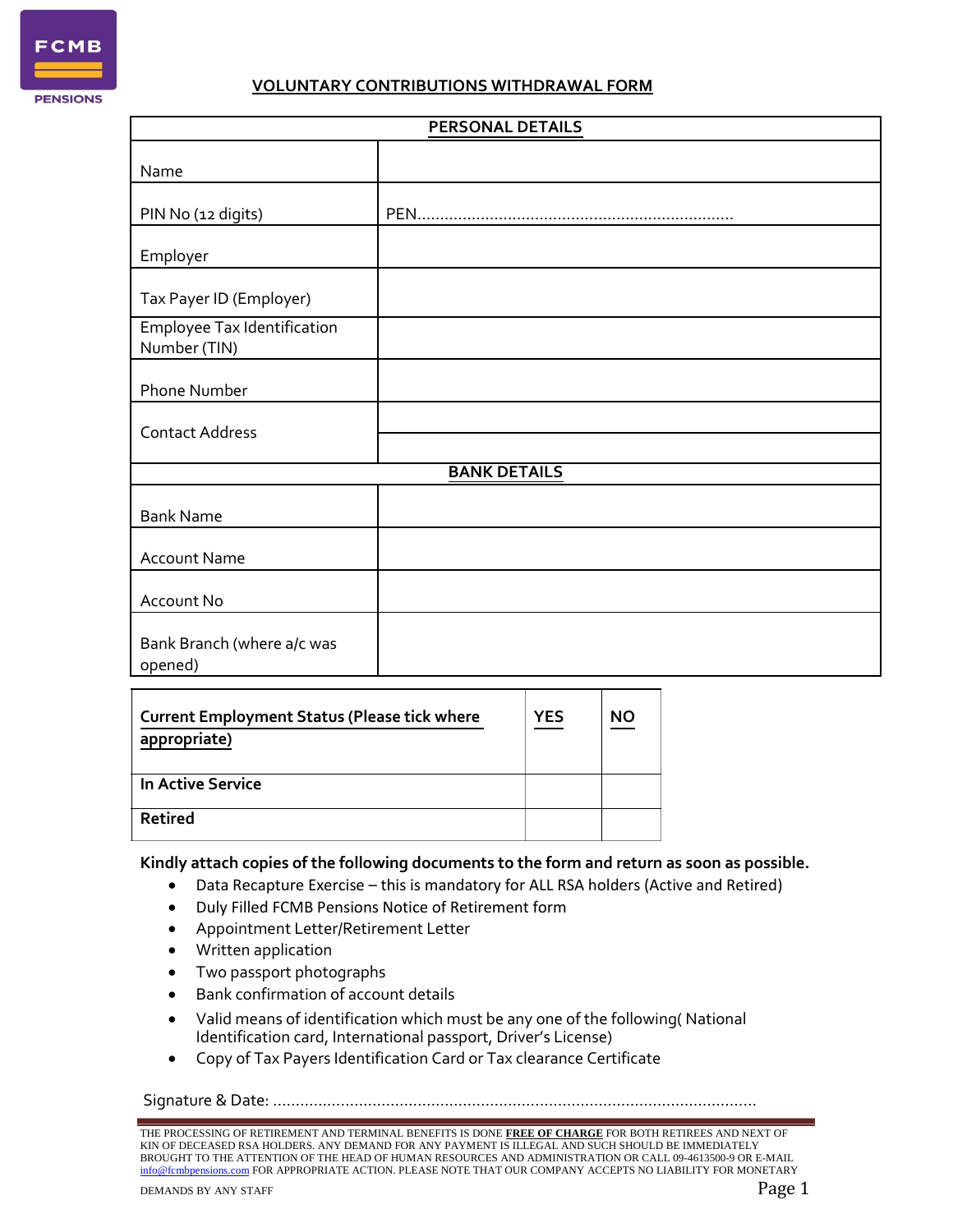FCMB PENSIONS

# VOLUNTARY CONTRIBUTIONS WITHDRAWAL FORM

| PERSONAL DETAILS | |
|---|---|
| Name | |
| PIN No (12 digits) | PEN...................................................................... |
| Employer | |
| Tax Payer ID (Employer) | |
| Employee Tax Identification Number (TIN) | |
| Phone Number | |
| Contact Address | |
| | |
| **BANK DETAILS** | |
| Bank Name | |
| Account Name | |
| Account No | |
| Bank Branch (where a/c was opened) | |

| Current Employment Status (Please tick where appropriate) | YES | NO |
|---|---|---|
| **In Active Service** | | |
| **Retired** | | |

**Kindly attach copies of the following documents to the form and return as soon as possible.**

- Data Recapture Exercise – this is mandatory for ALL RSA holders (Active and Retired)
- Duly Filled FCMB Pensions Notice of Retirement form
- Appointment Letter/Retirement Letter
- Written application
- Two passport photographs
- Bank confirmation of account details
- Valid means of identification which must be any one of the following( National Identification card, International passport, Driver's License)
- Copy of Tax Payers Identification Card or Tax clearance Certificate

Signature & Date: ..........................................................................................................

THE PROCESSING OF RETIREMENT AND TERMINAL BENEFITS IS DONE **FREE OF CHARGE** FOR BOTH RETIREES AND NEXT OF KIN OF DECEASED RSA HOLDERS. ANY DEMAND FOR ANY PAYMENT IS ILLEGAL AND SUCH SHOULD BE IMMEDIATELY BROUGHT TO THE ATTENTION OF THE HEAD OF HUMAN RESOURCES AND ADMINISTRATION OR CALL 09-4613500-9 OR E-MAIL info@fcmbpensions.com FOR APPROPRIATE ACTION. PLEASE NOTE THAT OUR COMPANY ACCEPTS NO LIABILITY FOR MONETARY DEMANDS BY ANY STAFF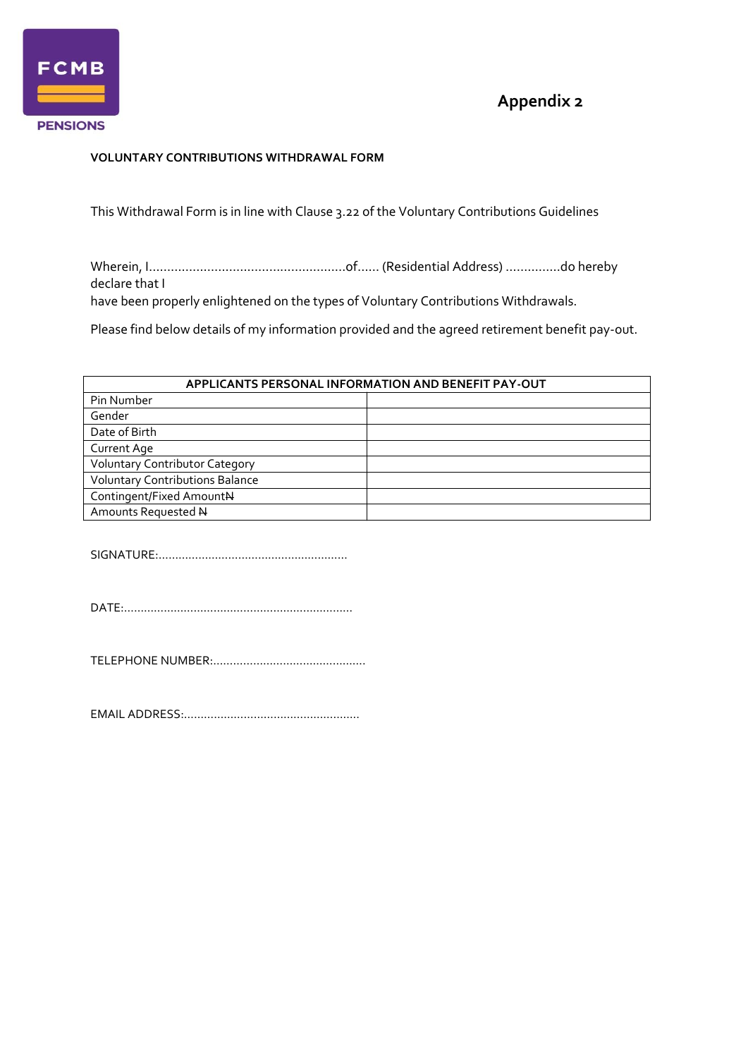FCMB PENSIONS

## Appendix 2

**VOLUNTARY CONTRIBUTIONS WITHDRAWAL FORM**

This Withdrawal Form is in line with Clause 3.22 of the Voluntary Contributions Guidelines

Wherein, I.......................................................of...... (Residential Address) ...............do hereby declare that I
have been properly enlightened on the types of Voluntary Contributions Withdrawals.

Please find below details of my information provided and the agreed retirement benefit pay-out.

| **APPLICANTS PERSONAL INFORMATION AND BENEFIT PAY-OUT** | |
|---|---|
| Pin Number | |
| Gender | |
| Date of Birth | |
| Current Age | |
| Voluntary Contributor Category | |
| Voluntary Contributions Balance | |
| Contingent/Fixed Amount₦ | |
| Amounts Requested ₦ | |

SIGNATURE:.........................................................

DATE:.....................................................................

TELEPHONE NUMBER:..............................................

EMAIL ADDRESS:.....................................................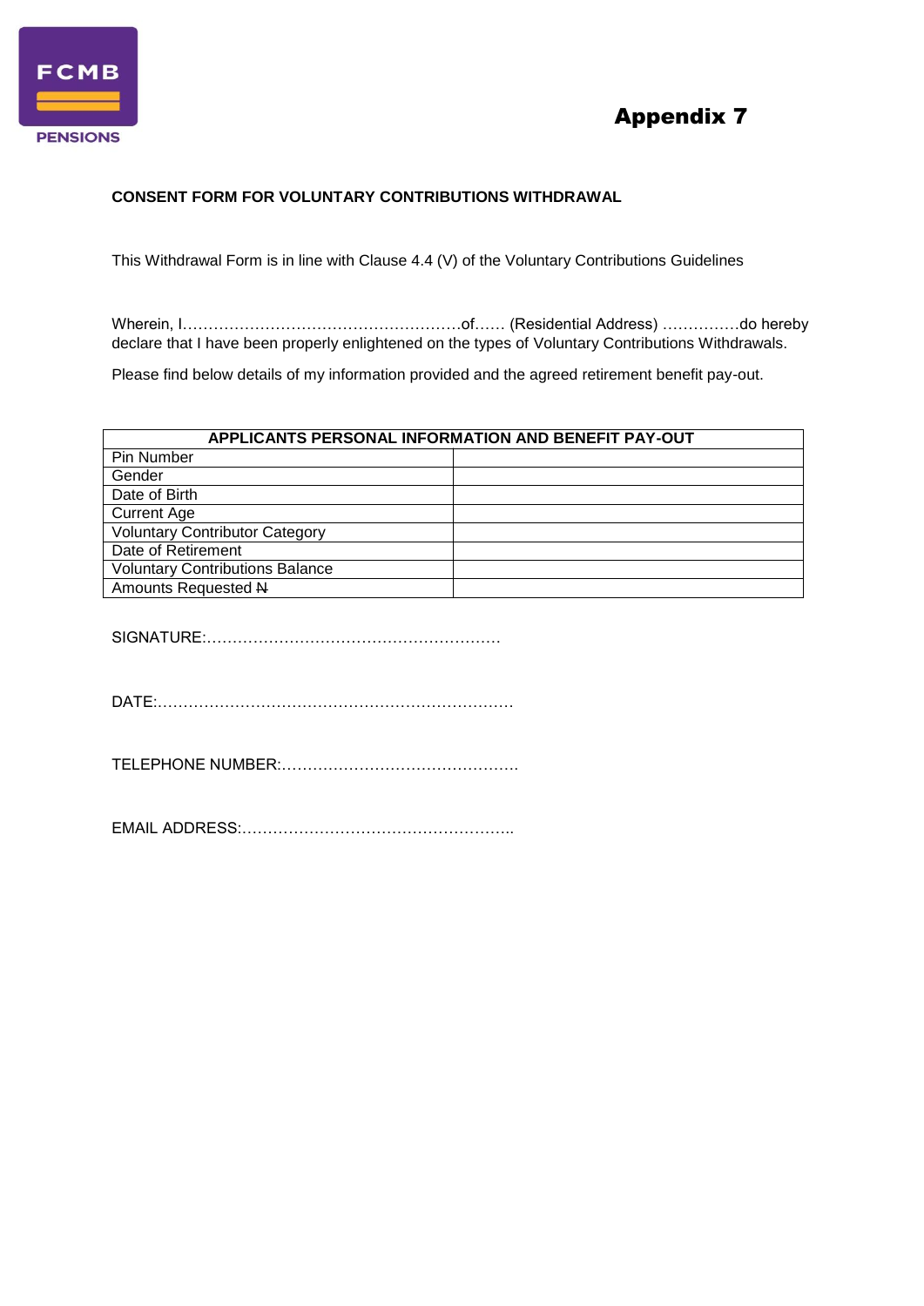FCMB PENSIONS

# Appendix 7

**CONSENT FORM FOR VOLUNTARY CONTRIBUTIONS WITHDRAWAL**

This Withdrawal Form is in line with Clause 4.4 (V) of the Voluntary Contributions Guidelines

Wherein, I………………………………………………of…… (Residential Address) ……………do hereby declare that I have been properly enlightened on the types of Voluntary Contributions Withdrawals.

Please find below details of my information provided and the agreed retirement benefit pay-out.

| **APPLICANTS PERSONAL INFORMATION AND BENEFIT PAY-OUT** | |
|---|---|
| Pin Number | |
| Gender | |
| Date of Birth | |
| Current Age | |
| Voluntary Contributor Category | |
| Date of Retirement | |
| Voluntary Contributions Balance | |
| Amounts Requested ₦ | |

SIGNATURE:…………………………………………………

DATE:……………………………………………………………

TELEPHONE NUMBER:……………………………………….

EMAIL ADDRESS:……………………………………………..